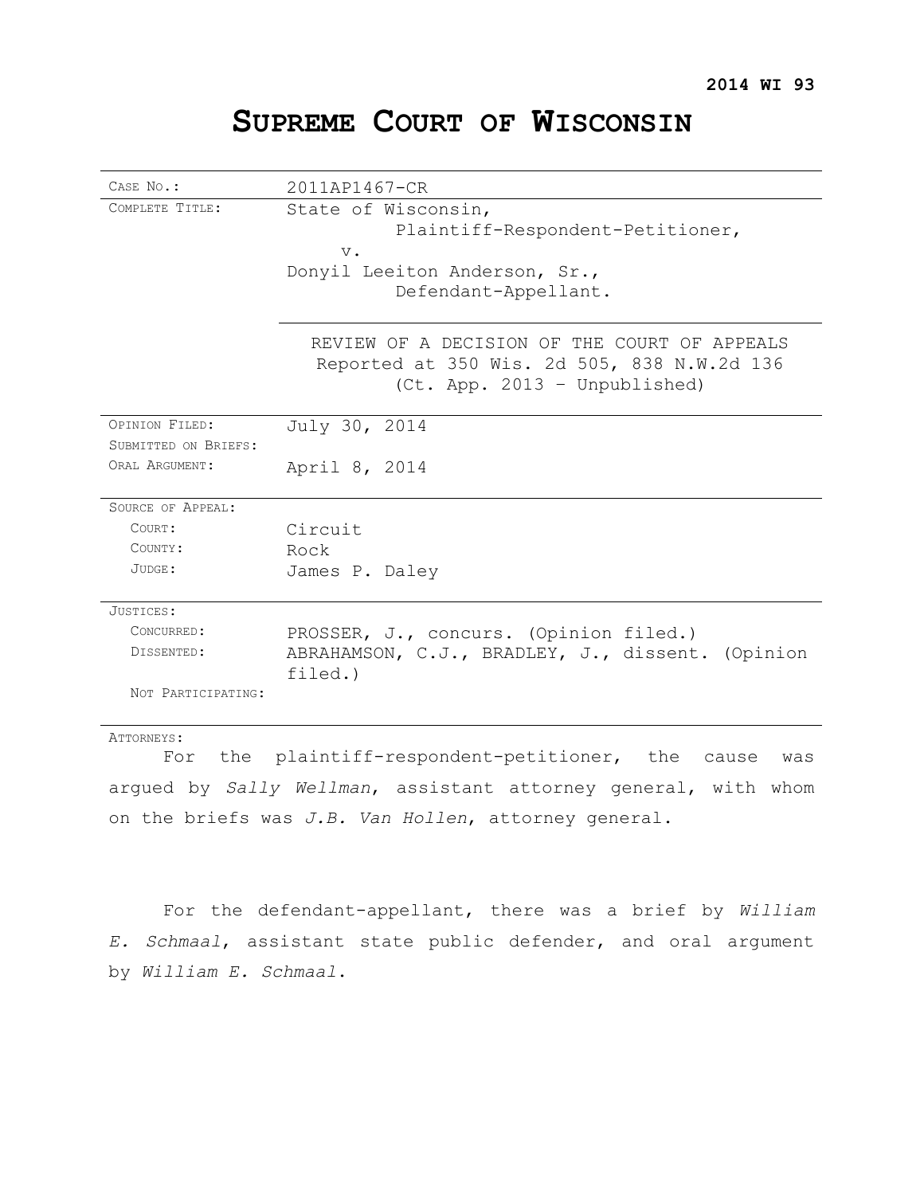**2014 WI 93**

# SUPREME COURT OF WISCONSIN

| | |
|---|---|
| CASE NO.: | 2011AP1467-CR |
| COMPLETE TITLE: | State of Wisconsin,<br>Plaintiff-Respondent-Petitioner,<br>v.<br>Donyil Leeiton Anderson, Sr.,<br>Defendant-Appellant. |
| | REVIEW OF A DECISION OF THE COURT OF APPEALS<br>Reported at 350 Wis. 2d 505, 838 N.W.2d 136<br>(Ct. App. 2013 – Unpublished) |
| OPINION FILED: | July 30, 2014 |
| SUBMITTED ON BRIEFS: | |
| ORAL ARGUMENT: | April 8, 2014 |
| SOURCE OF APPEAL: | |
| COURT: | Circuit |
| COUNTY: | Rock |
| JUDGE: | James P. Daley |
| JUSTICES: | |
| CONCURRED: | PROSSER, J., concurs. (Opinion filed.) |
| DISSENTED: | ABRAHAMSON, C.J., BRADLEY, J., dissent. (Opinion filed.) |
| NOT PARTICIPATING: | |

ATTORNEYS:

For the plaintiff-respondent-petitioner, the cause was argued by *Sally Wellman*, assistant attorney general, with whom on the briefs was *J.B. Van Hollen*, attorney general.

For the defendant-appellant, there was a brief by *William E. Schmaal*, assistant state public defender, and oral argument by *William E. Schmaal*.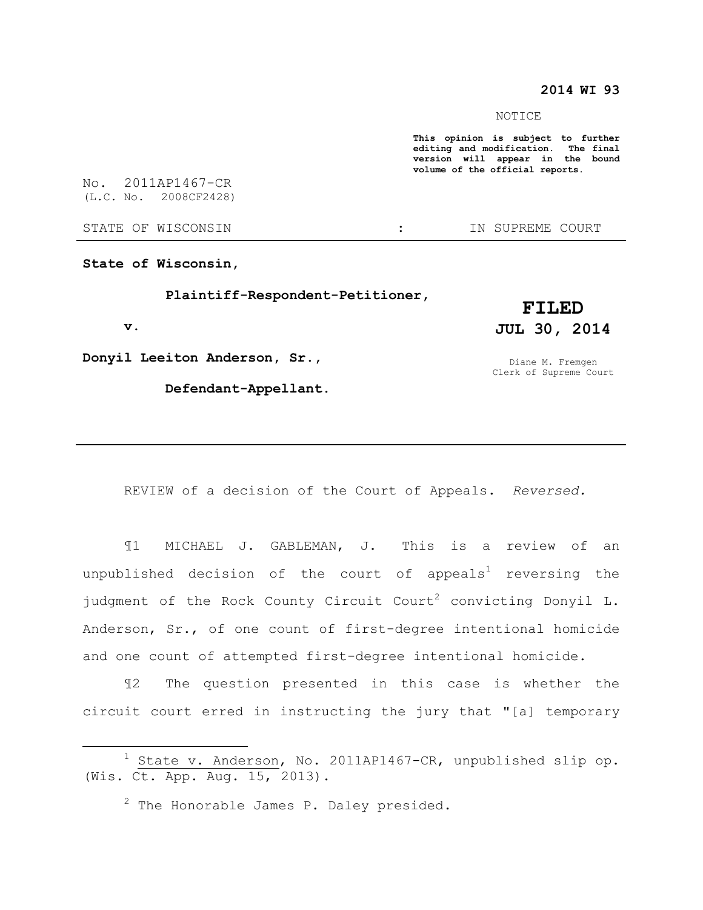2014 WI 93

NOTICE

**This opinion is subject to further editing and modification. The final version will appear in the bound volume of the official reports.**

No. 2011AP1467-CR
(L.C. No. 2008CF2428)

STATE OF WISCONSIN : IN SUPREME COURT

---

**State of Wisconsin,**

**Plaintiff-Respondent-Petitioner,**

**v.**

**Donyil Leeiton Anderson, Sr.,**

**Defendant-Appellant.**

**FILED**
**JUL 30, 2014**

Diane M. Fremgen
Clerk of Supreme Court

---

REVIEW of a decision of the Court of Appeals. *Reversed.*

¶1 MICHAEL J. GABLEMAN, J. This is a review of an unpublished decision of the court of appeals[1] reversing the judgment of the Rock County Circuit Court[2] convicting Donyil L. Anderson, Sr., of one count of first-degree intentional homicide and one count of attempted first-degree intentional homicide.

¶2 The question presented in this case is whether the circuit court erred in instructing the jury that "[a] temporary

---

[1] State v. Anderson, No. 2011AP1467-CR, unpublished slip op. (Wis. Ct. App. Aug. 15, 2013).

[2] The Honorable James P. Daley presided.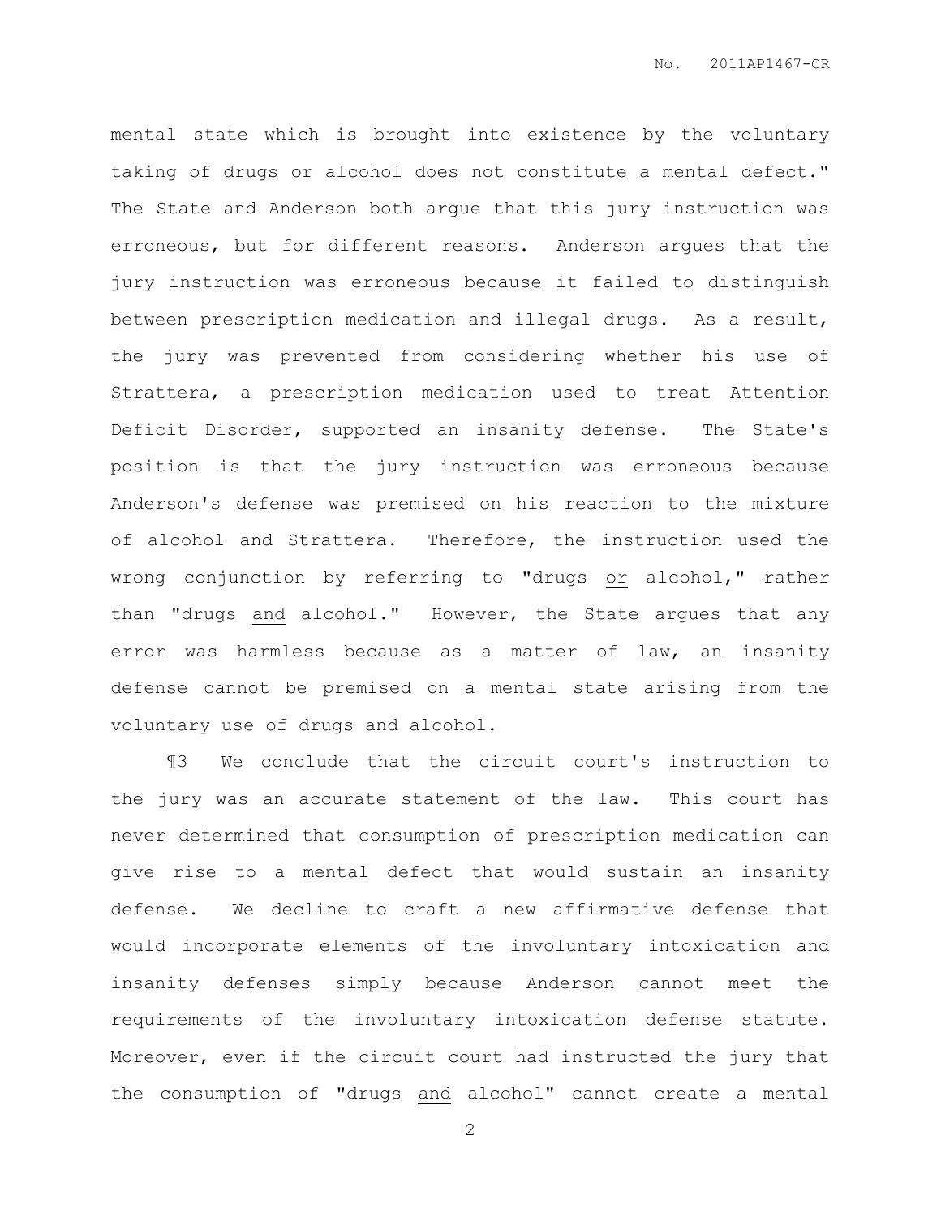mental state which is brought into existence by the voluntary taking of drugs or alcohol does not constitute a mental defect." The State and Anderson both argue that this jury instruction was erroneous, but for different reasons. Anderson argues that the jury instruction was erroneous because it failed to distinguish between prescription medication and illegal drugs. As a result, the jury was prevented from considering whether his use of Strattera, a prescription medication used to treat Attention Deficit Disorder, supported an insanity defense. The State's position is that the jury instruction was erroneous because Anderson's defense was premised on his reaction to the mixture of alcohol and Strattera. Therefore, the instruction used the wrong conjunction by referring to "drugs <u>or</u> alcohol," rather than "drugs <u>and</u> alcohol." However, the State argues that any error was harmless because as a matter of law, an insanity defense cannot be premised on a mental state arising from the voluntary use of drugs and alcohol.

¶3 We conclude that the circuit court's instruction to the jury was an accurate statement of the law. This court has never determined that consumption of prescription medication can give rise to a mental defect that would sustain an insanity defense. We decline to craft a new affirmative defense that would incorporate elements of the involuntary intoxication and insanity defenses simply because Anderson cannot meet the requirements of the involuntary intoxication defense statute. Moreover, even if the circuit court had instructed the jury that the consumption of "drugs <u>and</u> alcohol" cannot create a mental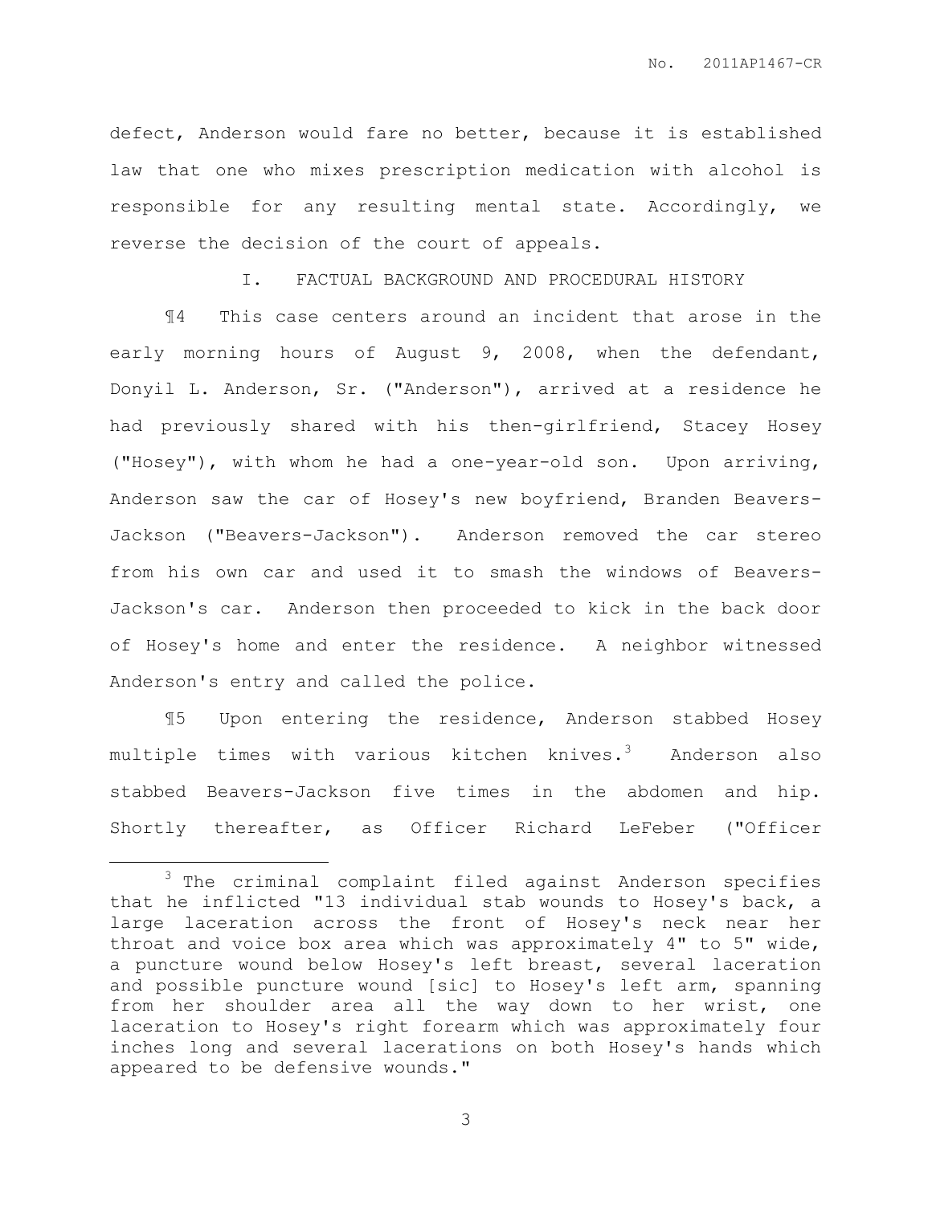defect, Anderson would fare no better, because it is established law that one who mixes prescription medication with alcohol is responsible for any resulting mental state. Accordingly, we reverse the decision of the court of appeals.

## I. FACTUAL BACKGROUND AND PROCEDURAL HISTORY

¶4 This case centers around an incident that arose in the early morning hours of August 9, 2008, when the defendant, Donyil L. Anderson, Sr. ("Anderson"), arrived at a residence he had previously shared with his then-girlfriend, Stacey Hosey ("Hosey"), with whom he had a one-year-old son. Upon arriving, Anderson saw the car of Hosey's new boyfriend, Branden Beavers-Jackson ("Beavers-Jackson"). Anderson removed the car stereo from his own car and used it to smash the windows of Beavers-Jackson's car. Anderson then proceeded to kick in the back door of Hosey's home and enter the residence. A neighbor witnessed Anderson's entry and called the police.

¶5 Upon entering the residence, Anderson stabbed Hosey multiple times with various kitchen knives.[3] Anderson also stabbed Beavers-Jackson five times in the abdomen and hip. Shortly thereafter, as Officer Richard LeFeber ("Officer

---

[3] The criminal complaint filed against Anderson specifies that he inflicted "13 individual stab wounds to Hosey's back, a large laceration across the front of Hosey's neck near her throat and voice box area which was approximately 4" to 5" wide, a puncture wound below Hosey's left breast, several laceration and possible puncture wound [sic] to Hosey's left arm, spanning from her shoulder area all the way down to her wrist, one laceration to Hosey's right forearm which was approximately four inches long and several lacerations on both Hosey's hands which appeared to be defensive wounds."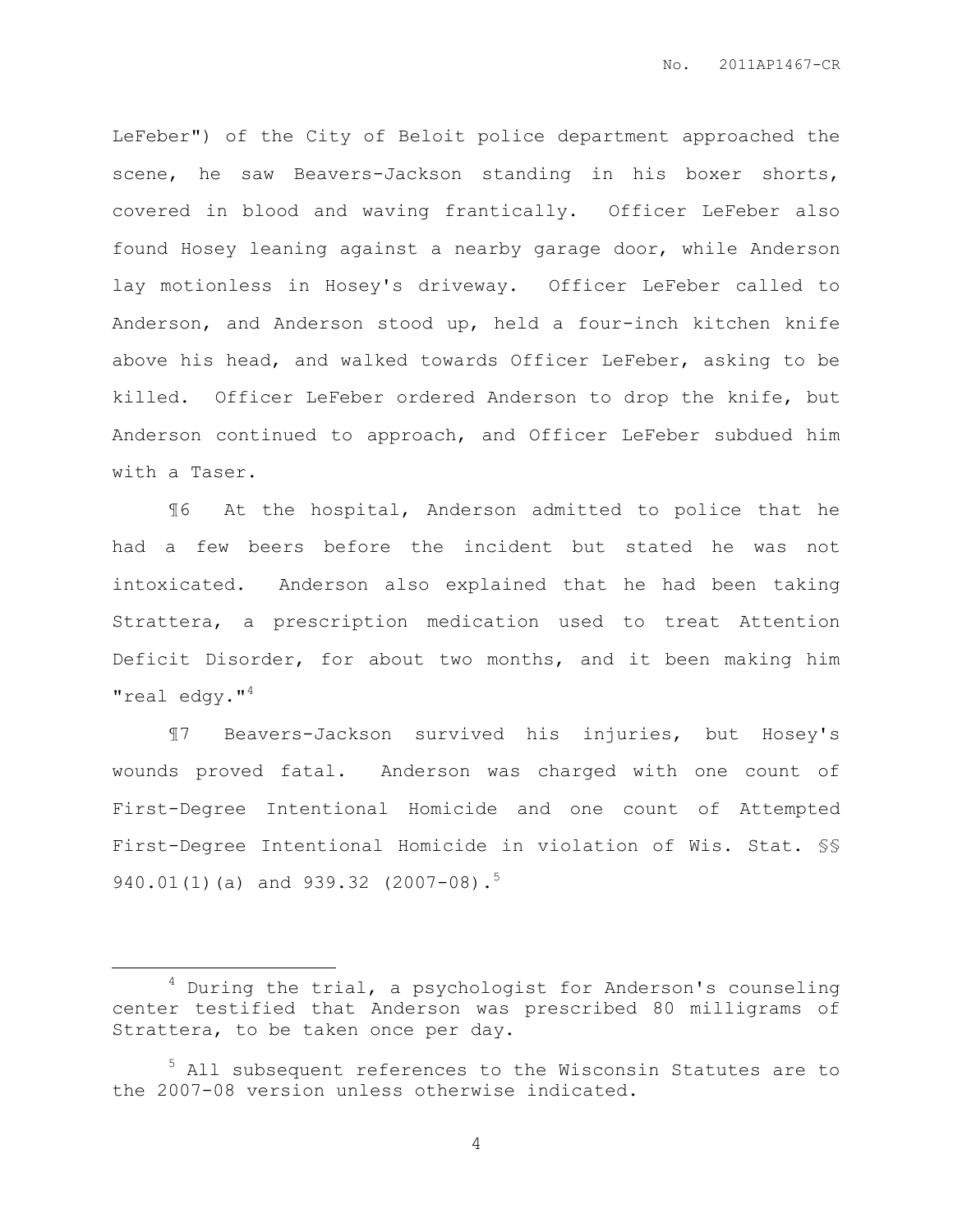LeFeber") of the City of Beloit police department approached the scene, he saw Beavers-Jackson standing in his boxer shorts, covered in blood and waving frantically. Officer LeFeber also found Hosey leaning against a nearby garage door, while Anderson lay motionless in Hosey's driveway. Officer LeFeber called to Anderson, and Anderson stood up, held a four-inch kitchen knife above his head, and walked towards Officer LeFeber, asking to be killed. Officer LeFeber ordered Anderson to drop the knife, but Anderson continued to approach, and Officer LeFeber subdued him with a Taser.

¶6 At the hospital, Anderson admitted to police that he had a few beers before the incident but stated he was not intoxicated. Anderson also explained that he had been taking Strattera, a prescription medication used to treat Attention Deficit Disorder, for about two months, and it been making him "real edgy."[4]

¶7 Beavers-Jackson survived his injuries, but Hosey's wounds proved fatal. Anderson was charged with one count of First-Degree Intentional Homicide and one count of Attempted First-Degree Intentional Homicide in violation of Wis. Stat. §§ 940.01(1)(a) and 939.32 (2007-08).[5]

---

[4] During the trial, a psychologist for Anderson's counseling center testified that Anderson was prescribed 80 milligrams of Strattera, to be taken once per day.

[5] All subsequent references to the Wisconsin Statutes are to the 2007-08 version unless otherwise indicated.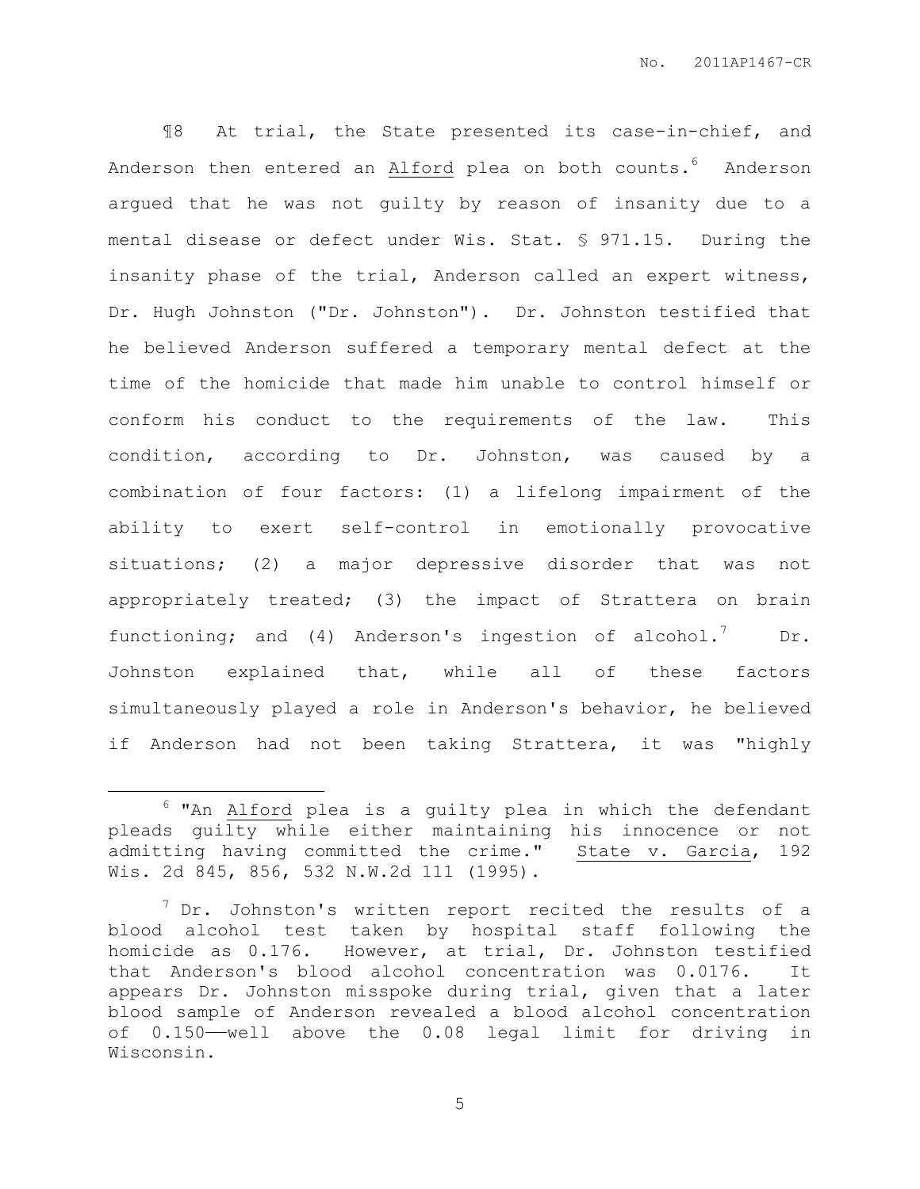¶8 At trial, the State presented its case-in-chief, and Anderson then entered an Alford plea on both counts.[6] Anderson argued that he was not guilty by reason of insanity due to a mental disease or defect under Wis. Stat. § 971.15. During the insanity phase of the trial, Anderson called an expert witness, Dr. Hugh Johnston ("Dr. Johnston"). Dr. Johnston testified that he believed Anderson suffered a temporary mental defect at the time of the homicide that made him unable to control himself or conform his conduct to the requirements of the law. This condition, according to Dr. Johnston, was caused by a combination of four factors: (1) a lifelong impairment of the ability to exert self-control in emotionally provocative situations; (2) a major depressive disorder that was not appropriately treated; (3) the impact of Strattera on brain functioning; and (4) Anderson's ingestion of alcohol.[7] Dr. Johnston explained that, while all of these factors simultaneously played a role in Anderson's behavior, he believed if Anderson had not been taking Strattera, it was "highly

---

[6] "An Alford plea is a guilty plea in which the defendant pleads guilty while either maintaining his innocence or not admitting having committed the crime." State v. Garcia, 192 Wis. 2d 845, 856, 532 N.W.2d 111 (1995).

[7] Dr. Johnston's written report recited the results of a blood alcohol test taken by hospital staff following the homicide as 0.176. However, at trial, Dr. Johnston testified that Anderson's blood alcohol concentration was 0.0176. It appears Dr. Johnston misspoke during trial, given that a later blood sample of Anderson revealed a blood alcohol concentration of 0.150——well above the 0.08 legal limit for driving in Wisconsin.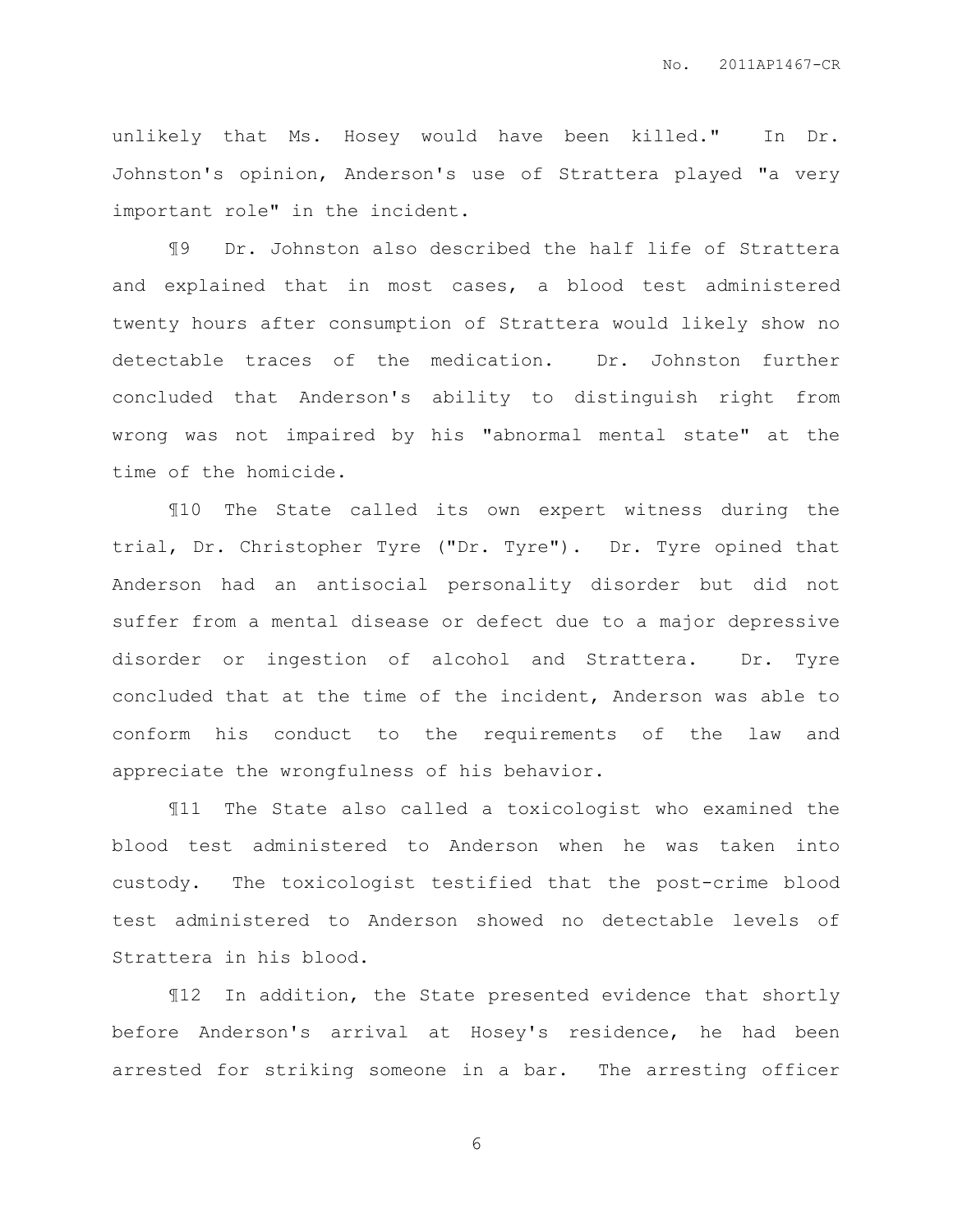unlikely that Ms. Hosey would have been killed." In Dr. Johnston's opinion, Anderson's use of Strattera played "a very important role" in the incident.

¶9 Dr. Johnston also described the half life of Strattera and explained that in most cases, a blood test administered twenty hours after consumption of Strattera would likely show no detectable traces of the medication. Dr. Johnston further concluded that Anderson's ability to distinguish right from wrong was not impaired by his "abnormal mental state" at the time of the homicide.

¶10 The State called its own expert witness during the trial, Dr. Christopher Tyre ("Dr. Tyre"). Dr. Tyre opined that Anderson had an antisocial personality disorder but did not suffer from a mental disease or defect due to a major depressive disorder or ingestion of alcohol and Strattera. Dr. Tyre concluded that at the time of the incident, Anderson was able to conform his conduct to the requirements of the law and appreciate the wrongfulness of his behavior.

¶11 The State also called a toxicologist who examined the blood test administered to Anderson when he was taken into custody. The toxicologist testified that the post-crime blood test administered to Anderson showed no detectable levels of Strattera in his blood.

¶12 In addition, the State presented evidence that shortly before Anderson's arrival at Hosey's residence, he had been arrested for striking someone in a bar. The arresting officer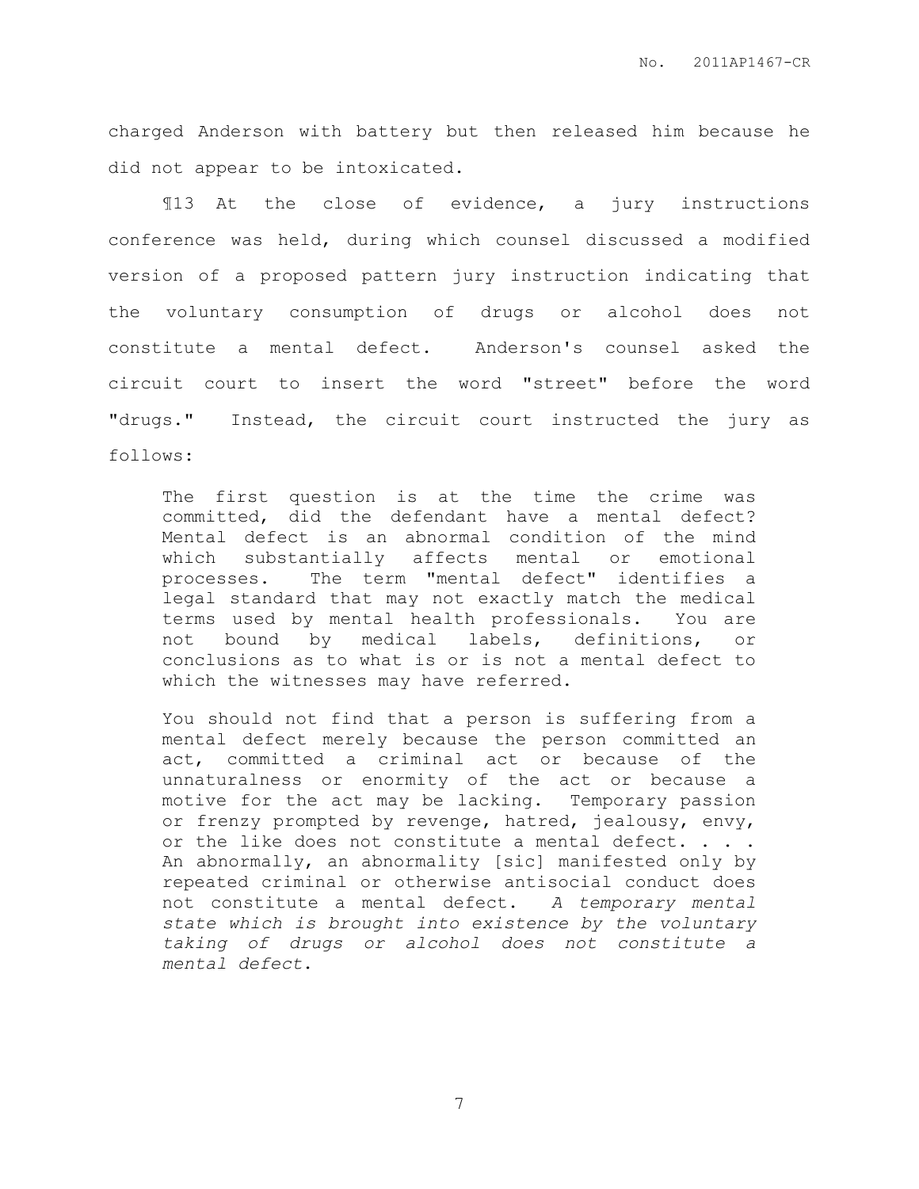charged Anderson with battery but then released him because he did not appear to be intoxicated.

¶13 At the close of evidence, a jury instructions conference was held, during which counsel discussed a modified version of a proposed pattern jury instruction indicating that the voluntary consumption of drugs or alcohol does not constitute a mental defect. Anderson's counsel asked the circuit court to insert the word "street" before the word "drugs." Instead, the circuit court instructed the jury as follows:

> The first question is at the time the crime was committed, did the defendant have a mental defect? Mental defect is an abnormal condition of the mind which substantially affects mental or emotional processes. The term "mental defect" identifies a legal standard that may not exactly match the medical terms used by mental health professionals. You are not bound by medical labels, definitions, or conclusions as to what is or is not a mental defect to which the witnesses may have referred.
>
> You should not find that a person is suffering from a mental defect merely because the person committed an act, committed a criminal act or because of the unnaturalness or enormity of the act or because a motive for the act may be lacking. Temporary passion or frenzy prompted by revenge, hatred, jealousy, envy, or the like does not constitute a mental defect. . . . An abnormally, an abnormality [sic] manifested only by repeated criminal or otherwise antisocial conduct does not constitute a mental defect. *A temporary mental state which is brought into existence by the voluntary taking of drugs or alcohol does not constitute a mental defect*.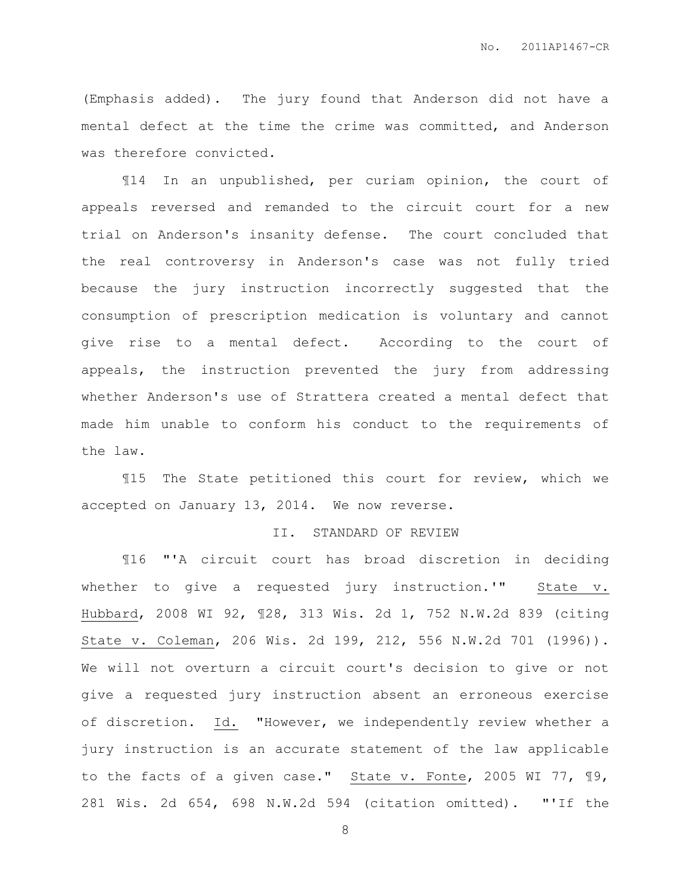(Emphasis added). The jury found that Anderson did not have a mental defect at the time the crime was committed, and Anderson was therefore convicted.

¶14 In an unpublished, per curiam opinion, the court of appeals reversed and remanded to the circuit court for a new trial on Anderson's insanity defense. The court concluded that the real controversy in Anderson's case was not fully tried because the jury instruction incorrectly suggested that the consumption of prescription medication is voluntary and cannot give rise to a mental defect. According to the court of appeals, the instruction prevented the jury from addressing whether Anderson's use of Strattera created a mental defect that made him unable to conform his conduct to the requirements of the law.

¶15 The State petitioned this court for review, which we accepted on January 13, 2014. We now reverse.

## II. STANDARD OF REVIEW

¶16 "'A circuit court has broad discretion in deciding whether to give a requested jury instruction.'" State v. Hubbard, 2008 WI 92, ¶28, 313 Wis. 2d 1, 752 N.W.2d 839 (citing State v. Coleman, 206 Wis. 2d 199, 212, 556 N.W.2d 701 (1996)). We will not overturn a circuit court's decision to give or not give a requested jury instruction absent an erroneous exercise of discretion. Id. "However, we independently review whether a jury instruction is an accurate statement of the law applicable to the facts of a given case." State v. Fonte, 2005 WI 77, ¶9, 281 Wis. 2d 654, 698 N.W.2d 594 (citation omitted). "'If the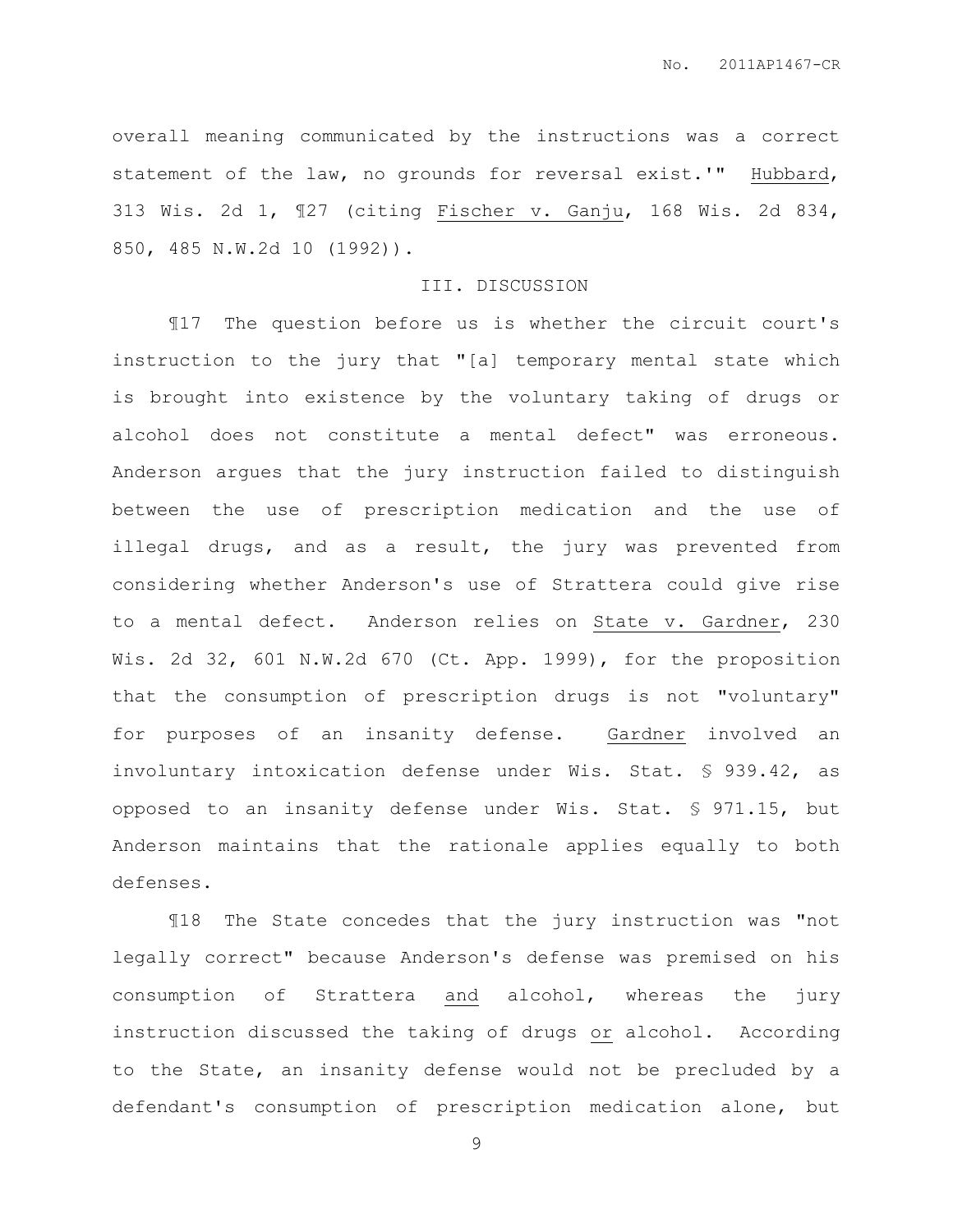overall meaning communicated by the instructions was a correct statement of the law, no grounds for reversal exist.'" Hubbard, 313 Wis. 2d 1, ¶27 (citing Fischer v. Ganju, 168 Wis. 2d 834, 850, 485 N.W.2d 10 (1992)).

## III. DISCUSSION

¶17 The question before us is whether the circuit court's instruction to the jury that "[a] temporary mental state which is brought into existence by the voluntary taking of drugs or alcohol does not constitute a mental defect" was erroneous. Anderson argues that the jury instruction failed to distinguish between the use of prescription medication and the use of illegal drugs, and as a result, the jury was prevented from considering whether Anderson's use of Strattera could give rise to a mental defect. Anderson relies on State v. Gardner, 230 Wis. 2d 32, 601 N.W.2d 670 (Ct. App. 1999), for the proposition that the consumption of prescription drugs is not "voluntary" for purposes of an insanity defense. Gardner involved an involuntary intoxication defense under Wis. Stat. § 939.42, as opposed to an insanity defense under Wis. Stat. § 971.15, but Anderson maintains that the rationale applies equally to both defenses.

¶18 The State concedes that the jury instruction was "not legally correct" because Anderson's defense was premised on his consumption of Strattera <u>and</u> alcohol, whereas the jury instruction discussed the taking of drugs <u>or</u> alcohol. According to the State, an insanity defense would not be precluded by a defendant's consumption of prescription medication alone, but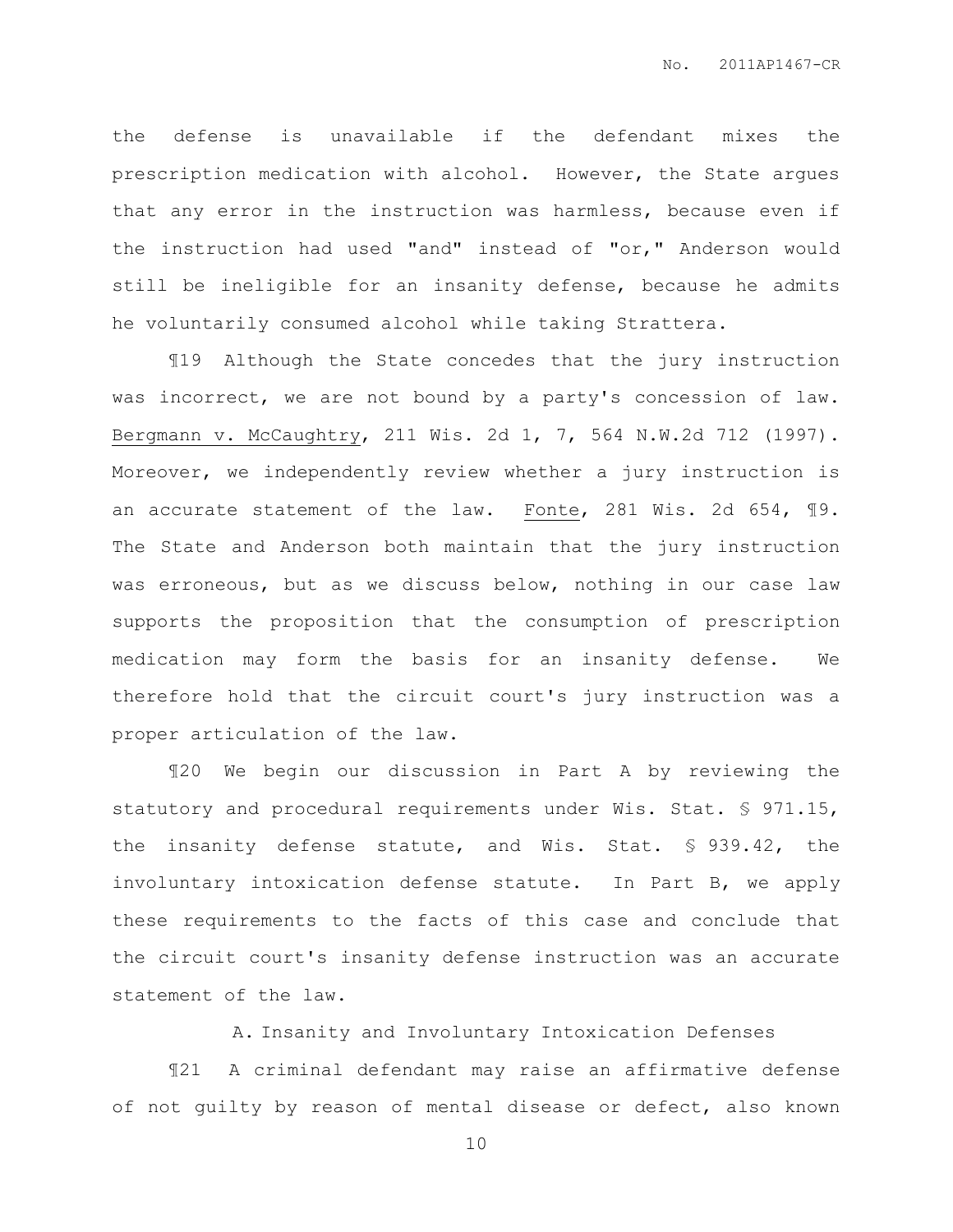the defense is unavailable if the defendant mixes the prescription medication with alcohol. However, the State argues that any error in the instruction was harmless, because even if the instruction had used "and" instead of "or," Anderson would still be ineligible for an insanity defense, because he admits he voluntarily consumed alcohol while taking Strattera.

¶19 Although the State concedes that the jury instruction was incorrect, we are not bound by a party's concession of law. Bergmann v. McCaughtry, 211 Wis. 2d 1, 7, 564 N.W.2d 712 (1997). Moreover, we independently review whether a jury instruction is an accurate statement of the law. Fonte, 281 Wis. 2d 654, ¶9. The State and Anderson both maintain that the jury instruction was erroneous, but as we discuss below, nothing in our case law supports the proposition that the consumption of prescription medication may form the basis for an insanity defense. We therefore hold that the circuit court's jury instruction was a proper articulation of the law.

¶20 We begin our discussion in Part A by reviewing the statutory and procedural requirements under Wis. Stat. § 971.15, the insanity defense statute, and Wis. Stat. § 939.42, the involuntary intoxication defense statute. In Part B, we apply these requirements to the facts of this case and conclude that the circuit court's insanity defense instruction was an accurate statement of the law.

### A. Insanity and Involuntary Intoxication Defenses

¶21 A criminal defendant may raise an affirmative defense of not guilty by reason of mental disease or defect, also known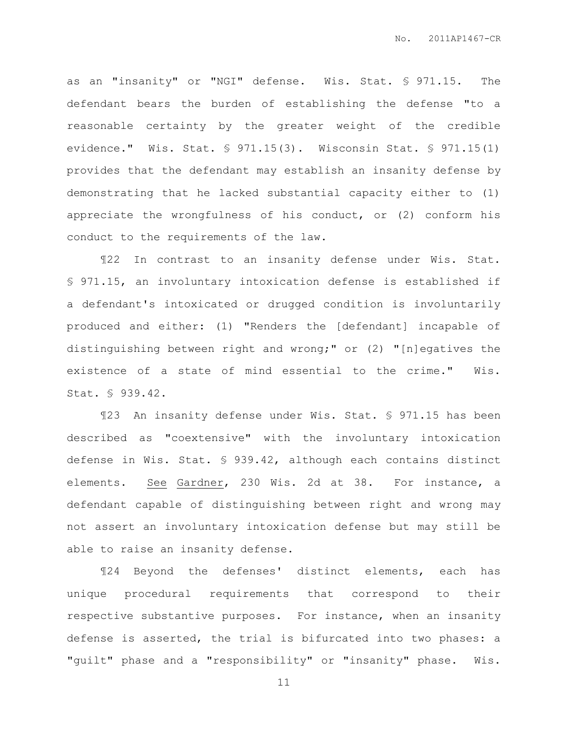as an "insanity" or "NGI" defense. Wis. Stat. § 971.15. The defendant bears the burden of establishing the defense "to a reasonable certainty by the greater weight of the credible evidence." Wis. Stat. § 971.15(3). Wisconsin Stat. § 971.15(1) provides that the defendant may establish an insanity defense by demonstrating that he lacked substantial capacity either to (1) appreciate the wrongfulness of his conduct, or (2) conform his conduct to the requirements of the law.

¶22 In contrast to an insanity defense under Wis. Stat. § 971.15, an involuntary intoxication defense is established if a defendant's intoxicated or drugged condition is involuntarily produced and either: (1) "Renders the [defendant] incapable of distinguishing between right and wrong;" or (2) "[n]egatives the existence of a state of mind essential to the crime." Wis. Stat. § 939.42.

¶23 An insanity defense under Wis. Stat. § 971.15 has been described as "coextensive" with the involuntary intoxication defense in Wis. Stat. § 939.42, although each contains distinct elements. See Gardner, 230 Wis. 2d at 38. For instance, a defendant capable of distinguishing between right and wrong may not assert an involuntary intoxication defense but may still be able to raise an insanity defense.

¶24 Beyond the defenses' distinct elements, each has unique procedural requirements that correspond to their respective substantive purposes. For instance, when an insanity defense is asserted, the trial is bifurcated into two phases: a "guilt" phase and a "responsibility" or "insanity" phase. Wis.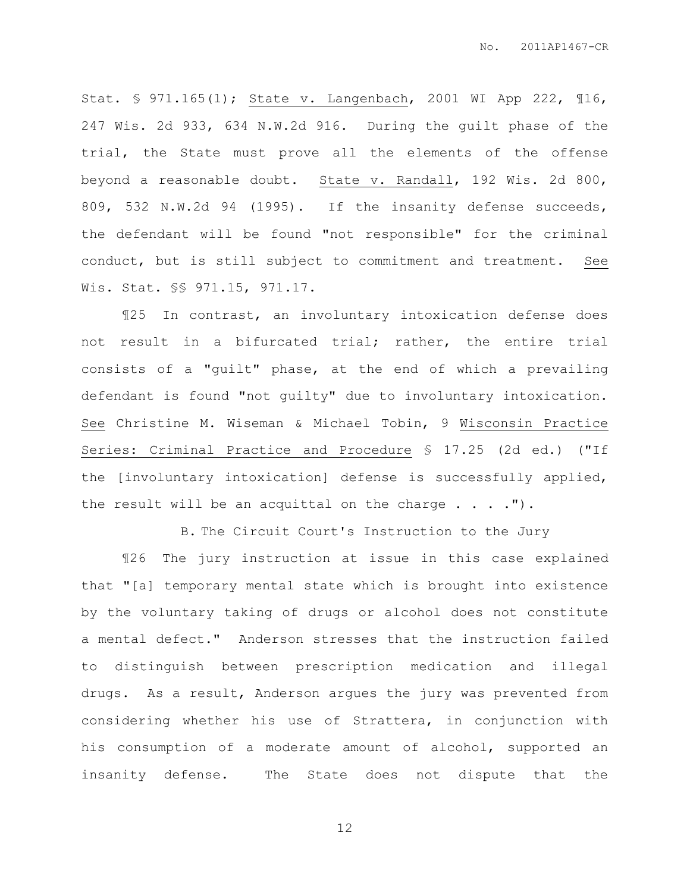Stat. § 971.165(1); State v. Langenbach, 2001 WI App 222, ¶16, 247 Wis. 2d 933, 634 N.W.2d 916. During the guilt phase of the trial, the State must prove all the elements of the offense beyond a reasonable doubt. State v. Randall, 192 Wis. 2d 800, 809, 532 N.W.2d 94 (1995). If the insanity defense succeeds, the defendant will be found "not responsible" for the criminal conduct, but is still subject to commitment and treatment. See Wis. Stat. §§ 971.15, 971.17.

¶25 In contrast, an involuntary intoxication defense does not result in a bifurcated trial; rather, the entire trial consists of a "guilt" phase, at the end of which a prevailing defendant is found "not guilty" due to involuntary intoxication. See Christine M. Wiseman & Michael Tobin, 9 Wisconsin Practice Series: Criminal Practice and Procedure § 17.25 (2d ed.) ("If the [involuntary intoxication] defense is successfully applied, the result will be an acquittal on the charge . . . .").

B. The Circuit Court's Instruction to the Jury

¶26 The jury instruction at issue in this case explained that "[a] temporary mental state which is brought into existence by the voluntary taking of drugs or alcohol does not constitute a mental defect." Anderson stresses that the instruction failed to distinguish between prescription medication and illegal drugs. As a result, Anderson argues the jury was prevented from considering whether his use of Strattera, in conjunction with his consumption of a moderate amount of alcohol, supported an insanity defense. The State does not dispute that the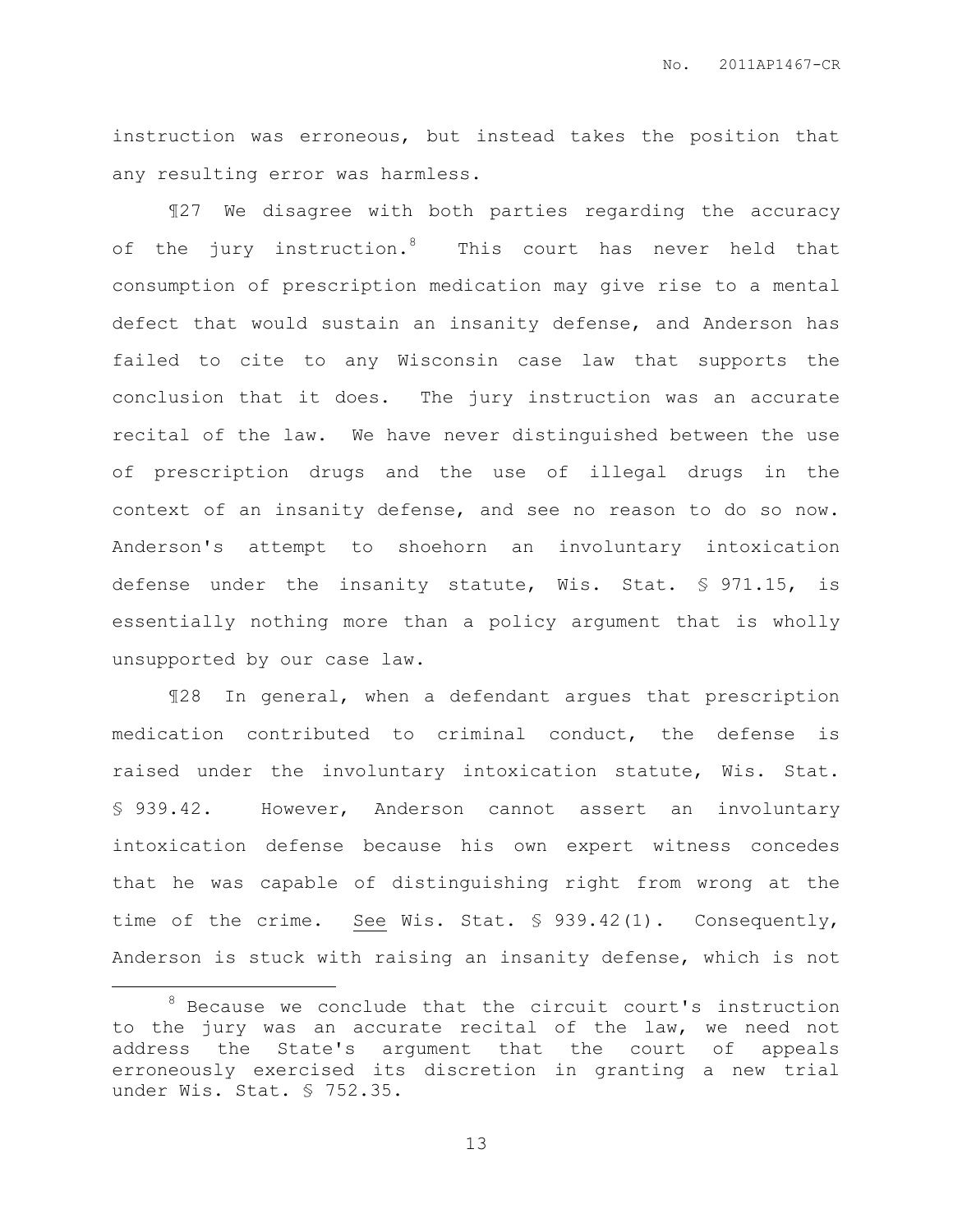instruction was erroneous, but instead takes the position that any resulting error was harmless.

¶27 We disagree with both parties regarding the accuracy of the jury instruction.[8] This court has never held that consumption of prescription medication may give rise to a mental defect that would sustain an insanity defense, and Anderson has failed to cite to any Wisconsin case law that supports the conclusion that it does. The jury instruction was an accurate recital of the law. We have never distinguished between the use of prescription drugs and the use of illegal drugs in the context of an insanity defense, and see no reason to do so now. Anderson's attempt to shoehorn an involuntary intoxication defense under the insanity statute, Wis. Stat. § 971.15, is essentially nothing more than a policy argument that is wholly unsupported by our case law.

¶28 In general, when a defendant argues that prescription medication contributed to criminal conduct, the defense is raised under the involuntary intoxication statute, Wis. Stat. § 939.42. However, Anderson cannot assert an involuntary intoxication defense because his own expert witness concedes that he was capable of distinguishing right from wrong at the time of the crime. See Wis. Stat. § 939.42(1). Consequently, Anderson is stuck with raising an insanity defense, which is not

---

[8] Because we conclude that the circuit court's instruction to the jury was an accurate recital of the law, we need not address the State's argument that the court of appeals erroneously exercised its discretion in granting a new trial under Wis. Stat. § 752.35.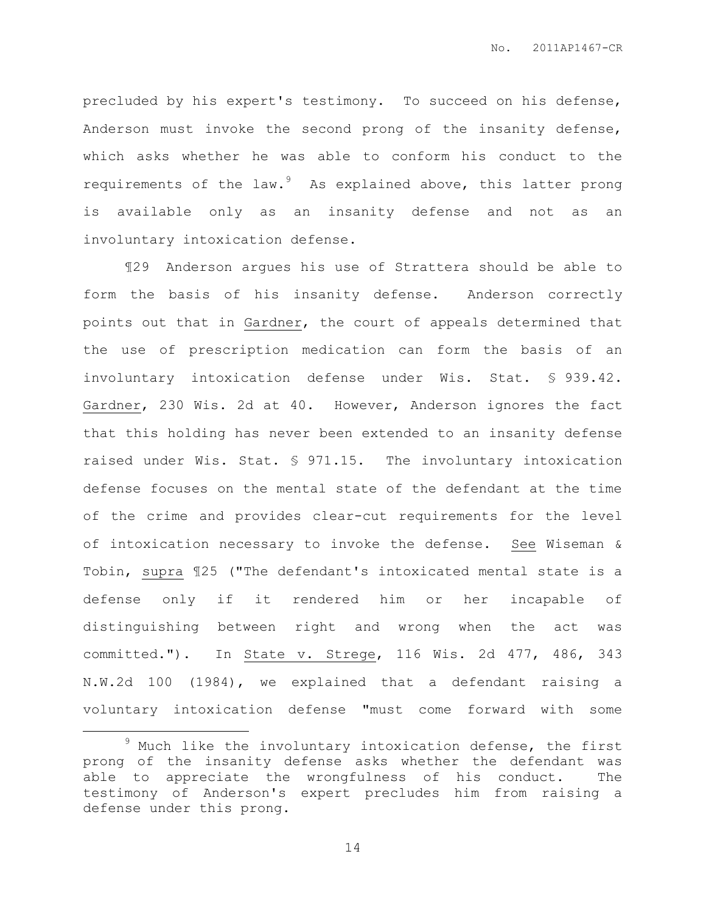precluded by his expert's testimony. To succeed on his defense, Anderson must invoke the second prong of the insanity defense, which asks whether he was able to conform his conduct to the requirements of the law.[9] As explained above, this latter prong is available only as an insanity defense and not as an involuntary intoxication defense.

¶29 Anderson argues his use of Strattera should be able to form the basis of his insanity defense. Anderson correctly points out that in Gardner, the court of appeals determined that the use of prescription medication can form the basis of an involuntary intoxication defense under Wis. Stat. § 939.42. Gardner, 230 Wis. 2d at 40. However, Anderson ignores the fact that this holding has never been extended to an insanity defense raised under Wis. Stat. § 971.15. The involuntary intoxication defense focuses on the mental state of the defendant at the time of the crime and provides clear-cut requirements for the level of intoxication necessary to invoke the defense. See Wiseman & Tobin, supra ¶25 ("The defendant's intoxicated mental state is a defense only if it rendered him or her incapable of distinguishing between right and wrong when the act was committed."). In State v. Strege, 116 Wis. 2d 477, 486, 343 N.W.2d 100 (1984), we explained that a defendant raising a voluntary intoxication defense "must come forward with some

[9] Much like the involuntary intoxication defense, the first prong of the insanity defense asks whether the defendant was able to appreciate the wrongfulness of his conduct. The testimony of Anderson's expert precludes him from raising a defense under this prong.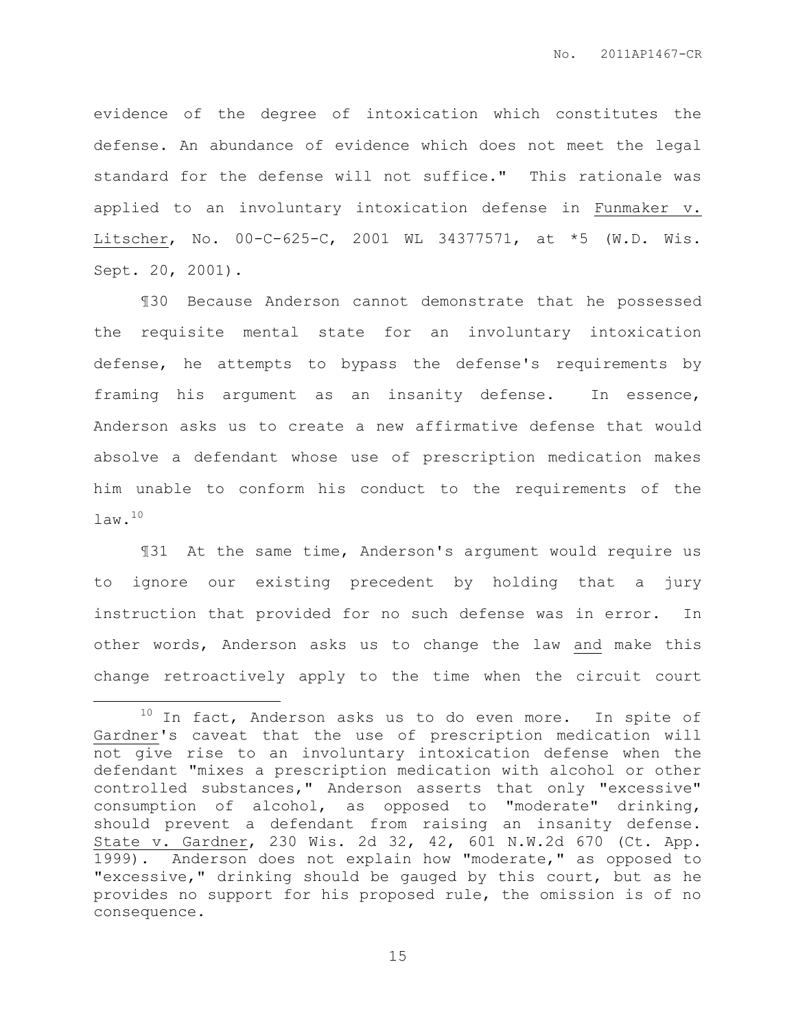evidence of the degree of intoxication which constitutes the defense. An abundance of evidence which does not meet the legal standard for the defense will not suffice." This rationale was applied to an involuntary intoxication defense in Funmaker v. Litscher, No. 00-C-625-C, 2001 WL 34377571, at *5 (W.D. Wis. Sept. 20, 2001).

¶30 Because Anderson cannot demonstrate that he possessed the requisite mental state for an involuntary intoxication defense, he attempts to bypass the defense's requirements by framing his argument as an insanity defense. In essence, Anderson asks us to create a new affirmative defense that would absolve a defendant whose use of prescription medication makes him unable to conform his conduct to the requirements of the law.[10]

¶31 At the same time, Anderson's argument would require us to ignore our existing precedent by holding that a jury instruction that provided for no such defense was in error. In other words, Anderson asks us to change the law and make this change retroactively apply to the time when the circuit court

---

[10] In fact, Anderson asks us to do even more. In spite of Gardner's caveat that the use of prescription medication will not give rise to an involuntary intoxication defense when the defendant "mixes a prescription medication with alcohol or other controlled substances," Anderson asserts that only "excessive" consumption of alcohol, as opposed to "moderate" drinking, should prevent a defendant from raising an insanity defense. State v. Gardner, 230 Wis. 2d 32, 42, 601 N.W.2d 670 (Ct. App. 1999). Anderson does not explain how "moderate," as opposed to "excessive," drinking should be gauged by this court, but as he provides no support for his proposed rule, the omission is of no consequence.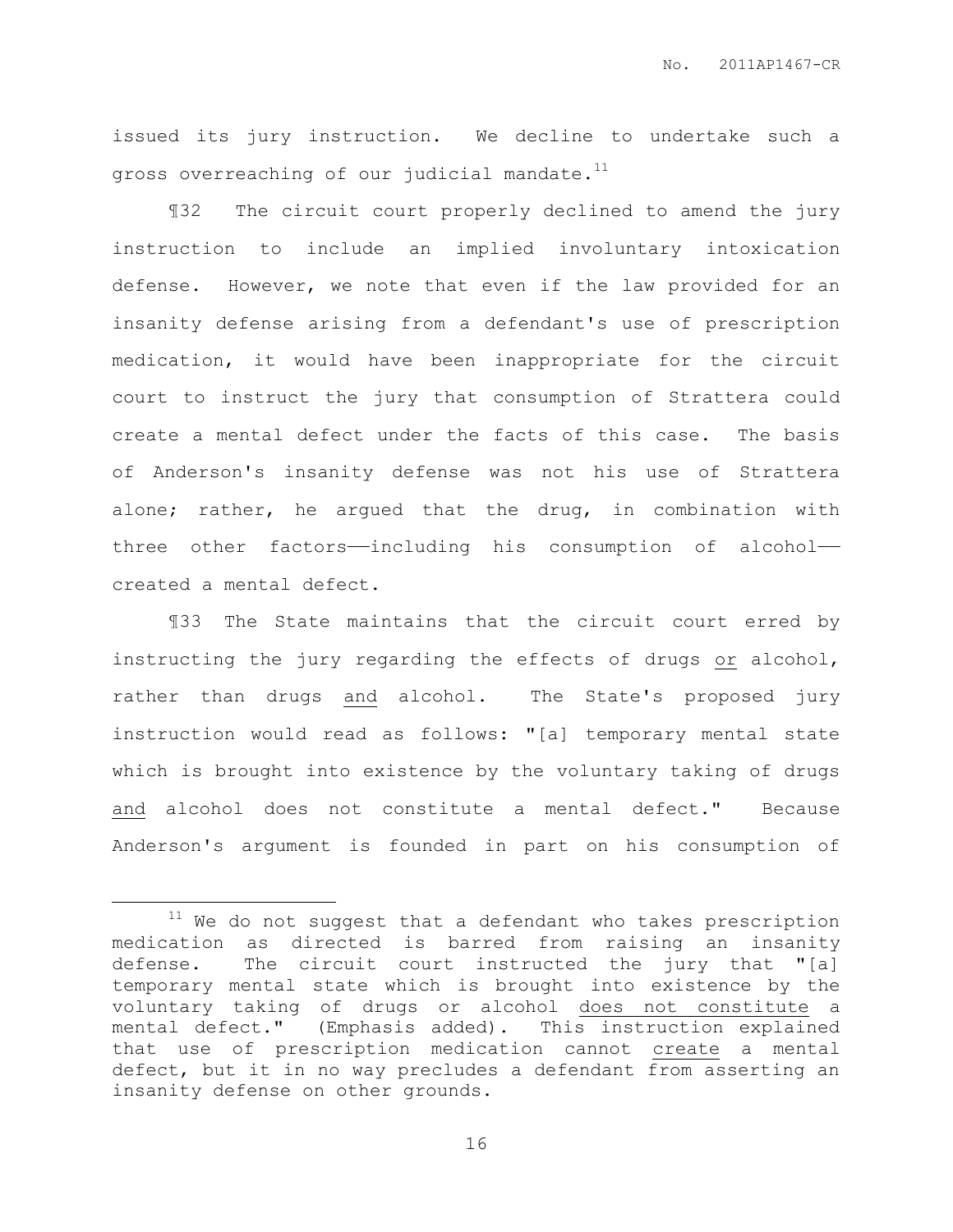issued its jury instruction. We decline to undertake such a gross overreaching of our judicial mandate.[11]

¶32 The circuit court properly declined to amend the jury instruction to include an implied involuntary intoxication defense. However, we note that even if the law provided for an insanity defense arising from a defendant's use of prescription medication, it would have been inappropriate for the circuit court to instruct the jury that consumption of Strattera could create a mental defect under the facts of this case. The basis of Anderson's insanity defense was not his use of Strattera alone; rather, he argued that the drug, in combination with three other factors——including his consumption of alcohol—— created a mental defect.

¶33 The State maintains that the circuit court erred by instructing the jury regarding the effects of drugs <u>or</u> alcohol, rather than drugs <u>and</u> alcohol. The State's proposed jury instruction would read as follows: "[a] temporary mental state which is brought into existence by the voluntary taking of drugs <u>and</u> alcohol does not constitute a mental defect." Because Anderson's argument is founded in part on his consumption of

---

[11] We do not suggest that a defendant who takes prescription medication as directed is barred from raising an insanity defense. The circuit court instructed the jury that "[a] temporary mental state which is brought into existence by the voluntary taking of drugs or alcohol <u>does not constitute</u> a mental defect." (Emphasis added). This instruction explained that use of prescription medication cannot <u>create</u> a mental defect, but it in no way precludes a defendant from asserting an insanity defense on other grounds.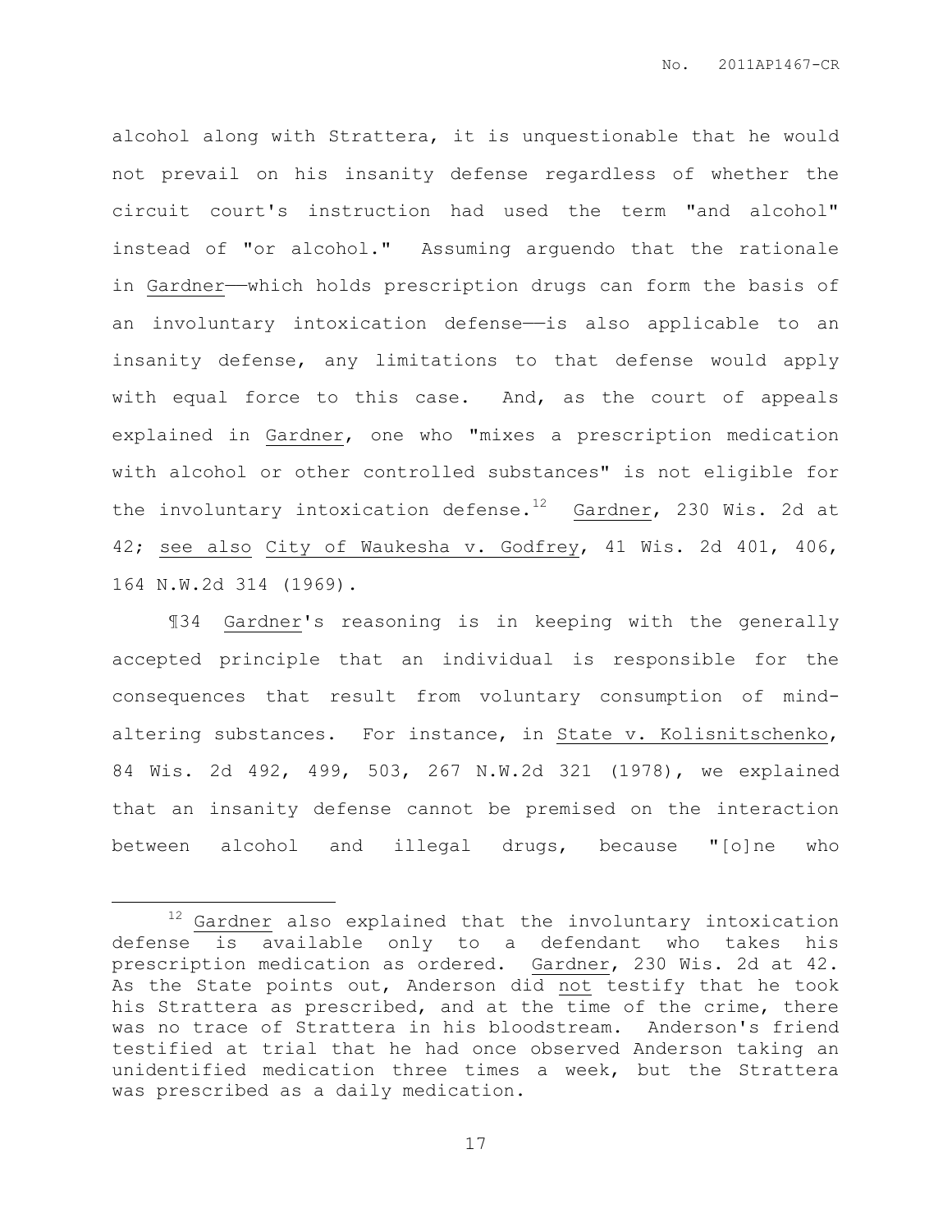alcohol along with Strattera, it is unquestionable that he would not prevail on his insanity defense regardless of whether the circuit court's instruction had used the term "and alcohol" instead of "or alcohol." Assuming arguendo that the rationale in Gardner——which holds prescription drugs can form the basis of an involuntary intoxication defense——is also applicable to an insanity defense, any limitations to that defense would apply with equal force to this case. And, as the court of appeals explained in Gardner, one who "mixes a prescription medication with alcohol or other controlled substances" is not eligible for the involuntary intoxication defense.[12] Gardner, 230 Wis. 2d at 42; see also City of Waukesha v. Godfrey, 41 Wis. 2d 401, 406, 164 N.W.2d 314 (1969).

¶34 Gardner's reasoning is in keeping with the generally accepted principle that an individual is responsible for the consequences that result from voluntary consumption of mind-altering substances. For instance, in State v. Kolisnitschenko, 84 Wis. 2d 492, 499, 503, 267 N.W.2d 321 (1978), we explained that an insanity defense cannot be premised on the interaction between alcohol and illegal drugs, because "[o]ne who

---

[12] Gardner also explained that the involuntary intoxication defense is available only to a defendant who takes his prescription medication as ordered. Gardner, 230 Wis. 2d at 42. As the State points out, Anderson did not testify that he took his Strattera as prescribed, and at the time of the crime, there was no trace of Strattera in his bloodstream. Anderson's friend testified at trial that he had once observed Anderson taking an unidentified medication three times a week, but the Strattera was prescribed as a daily medication.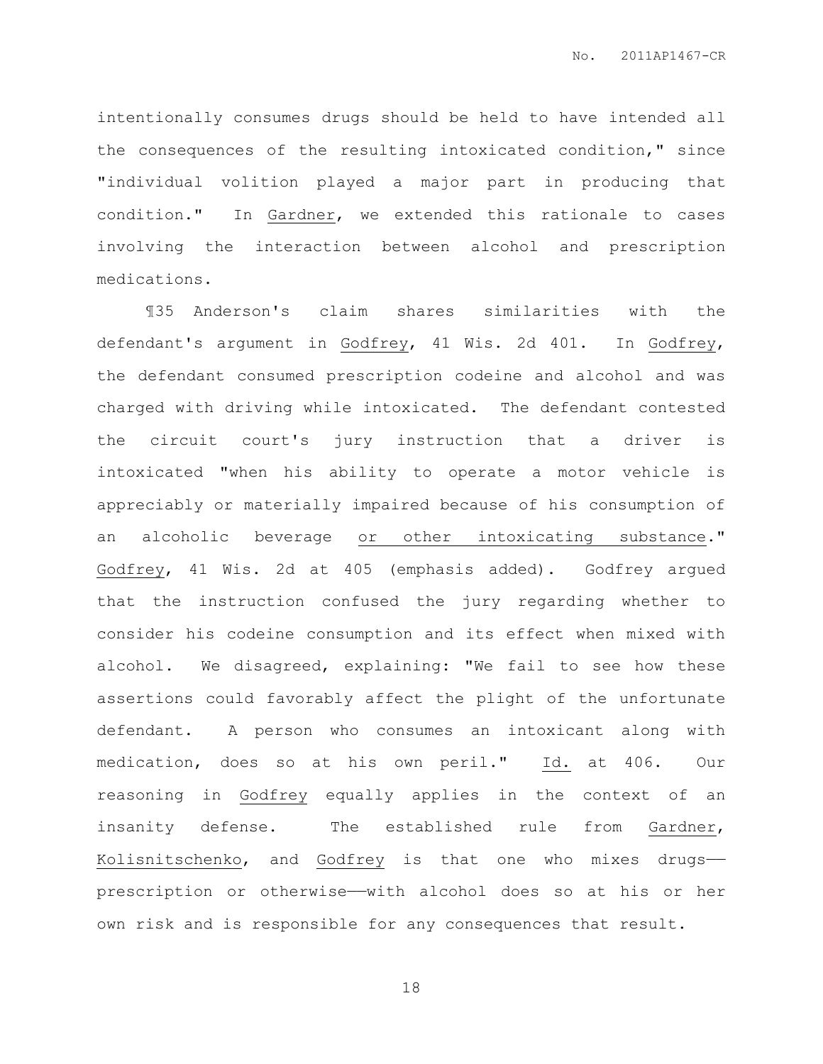intentionally consumes drugs should be held to have intended all the consequences of the resulting intoxicated condition," since "individual volition played a major part in producing that condition." In Gardner, we extended this rationale to cases involving the interaction between alcohol and prescription medications.

¶35 Anderson's claim shares similarities with the defendant's argument in Godfrey, 41 Wis. 2d 401. In Godfrey, the defendant consumed prescription codeine and alcohol and was charged with driving while intoxicated. The defendant contested the circuit court's jury instruction that a driver is intoxicated "when his ability to operate a motor vehicle is appreciably or materially impaired because of his consumption of an alcoholic beverage <u>or other intoxicating substance</u>." Godfrey, 41 Wis. 2d at 405 (emphasis added). Godfrey argued that the instruction confused the jury regarding whether to consider his codeine consumption and its effect when mixed with alcohol. We disagreed, explaining: "We fail to see how these assertions could favorably affect the plight of the unfortunate defendant. A person who consumes an intoxicant along with medication, does so at his own peril." Id. at 406. Our reasoning in Godfrey equally applies in the context of an insanity defense. The established rule from Gardner, Kolisnitschenko, and Godfrey is that one who mixes drugs—prescription or otherwise—with alcohol does so at his or her own risk and is responsible for any consequences that result.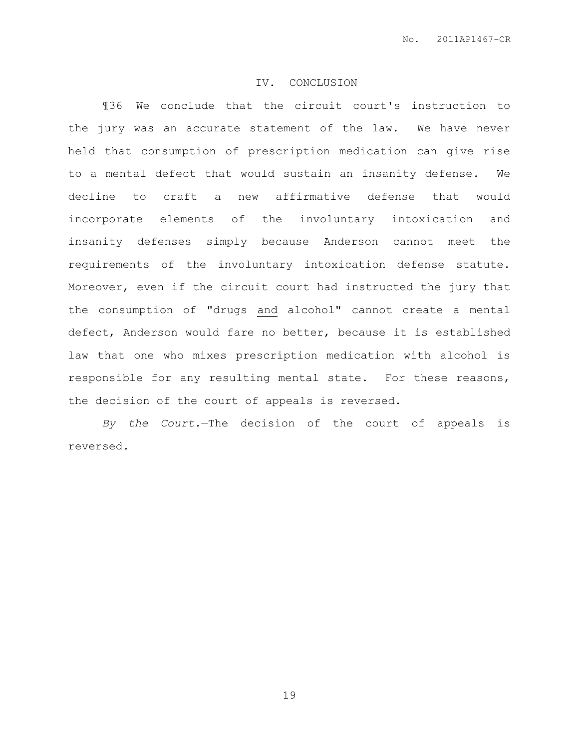## IV. CONCLUSION

¶36 We conclude that the circuit court's instruction to the jury was an accurate statement of the law. We have never held that consumption of prescription medication can give rise to a mental defect that would sustain an insanity defense. We decline to craft a new affirmative defense that would incorporate elements of the involuntary intoxication and insanity defenses simply because Anderson cannot meet the requirements of the involuntary intoxication defense statute. Moreover, even if the circuit court had instructed the jury that the consumption of "drugs <u>and</u> alcohol" cannot create a mental defect, Anderson would fare no better, because it is established law that one who mixes prescription medication with alcohol is responsible for any resulting mental state. For these reasons, the decision of the court of appeals is reversed.

*By the Court.*—The decision of the court of appeals is reversed.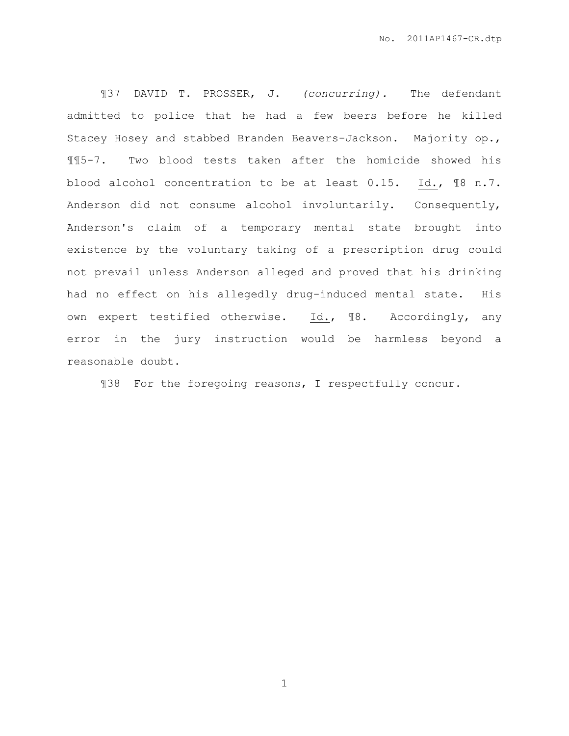¶37 DAVID T. PROSSER, J. *(concurring).* The defendant admitted to police that he had a few beers before he killed Stacey Hosey and stabbed Branden Beavers-Jackson. Majority op., ¶¶5-7. Two blood tests taken after the homicide showed his blood alcohol concentration to be at least 0.15. Id., ¶8 n.7. Anderson did not consume alcohol involuntarily. Consequently, Anderson's claim of a temporary mental state brought into existence by the voluntary taking of a prescription drug could not prevail unless Anderson alleged and proved that his drinking had no effect on his allegedly drug-induced mental state. His own expert testified otherwise. Id., ¶8. Accordingly, any error in the jury instruction would be harmless beyond a reasonable doubt.

¶38 For the foregoing reasons, I respectfully concur.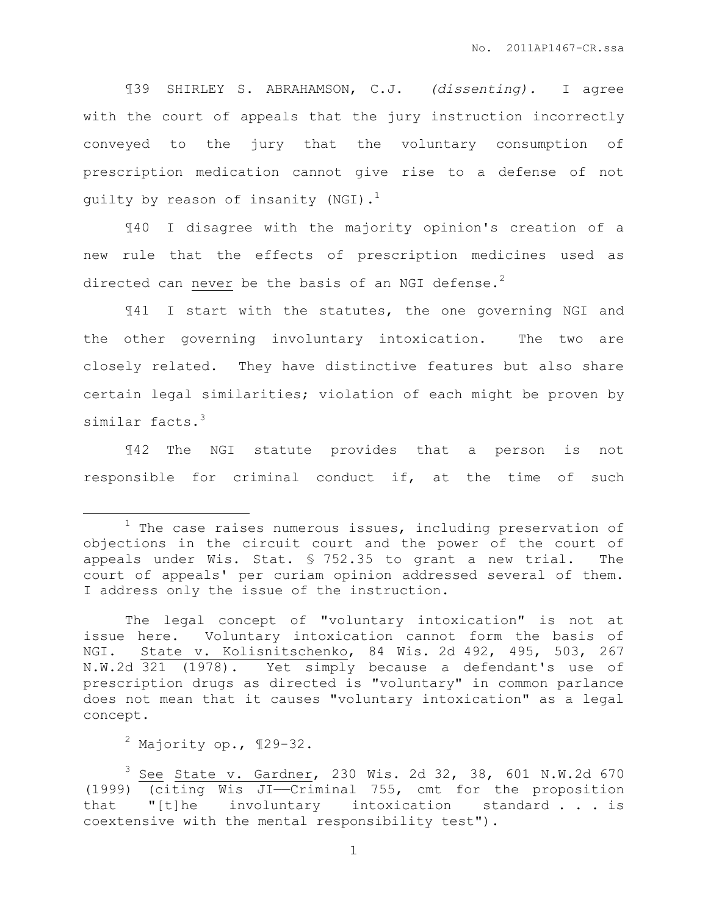¶39 SHIRLEY S. ABRAHAMSON, C.J. *(dissenting).* I agree with the court of appeals that the jury instruction incorrectly conveyed to the jury that the voluntary consumption of prescription medication cannot give rise to a defense of not guilty by reason of insanity (NGI).[1]

¶40 I disagree with the majority opinion's creation of a new rule that the effects of prescription medicines used as directed can never be the basis of an NGI defense.[2]

¶41 I start with the statutes, the one governing NGI and the other governing involuntary intoxication. The two are closely related. They have distinctive features but also share certain legal similarities; violation of each might be proven by similar facts.[3]

¶42 The NGI statute provides that a person is not responsible for criminal conduct if, at the time of such

---

[1] The case raises numerous issues, including preservation of objections in the circuit court and the power of the court of appeals under Wis. Stat. § 752.35 to grant a new trial. The court of appeals' per curiam opinion addressed several of them. I address only the issue of the instruction.

The legal concept of "voluntary intoxication" is not at issue here. Voluntary intoxication cannot form the basis of NGI. State v. Kolisnitschenko, 84 Wis. 2d 492, 495, 503, 267 N.W.2d 321 (1978). Yet simply because a defendant's use of prescription drugs as directed is "voluntary" in common parlance does not mean that it causes "voluntary intoxication" as a legal concept.

[2] Majority op., ¶29-32.

[3] See State v. Gardner, 230 Wis. 2d 32, 38, 601 N.W.2d 670 (1999) (citing Wis JI——Criminal 755, cmt for the proposition that "[t]he involuntary intoxication standard . . . is coextensive with the mental responsibility test").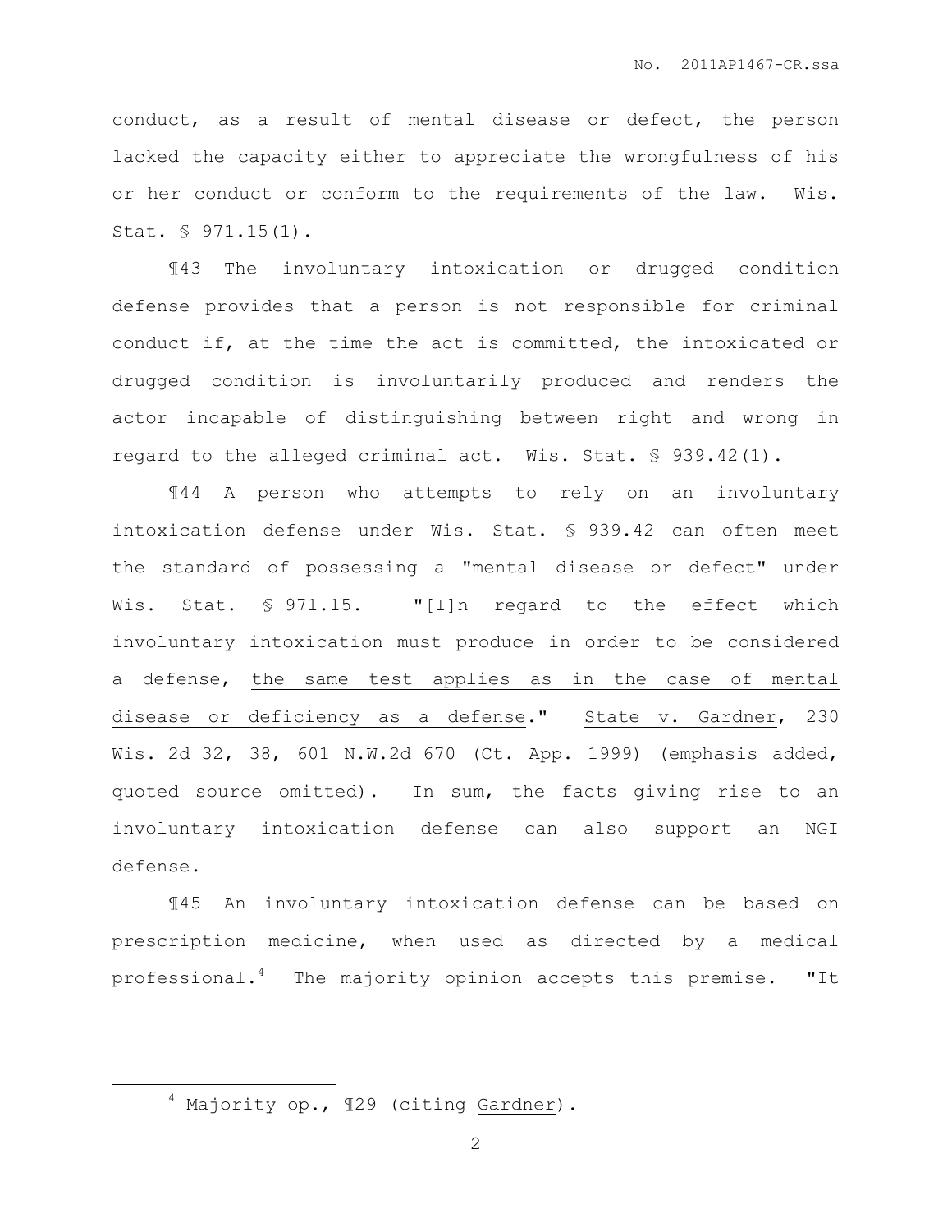conduct, as a result of mental disease or defect, the person lacked the capacity either to appreciate the wrongfulness of his or her conduct or conform to the requirements of the law. Wis. Stat. § 971.15(1).

¶43 The involuntary intoxication or drugged condition defense provides that a person is not responsible for criminal conduct if, at the time the act is committed, the intoxicated or drugged condition is involuntarily produced and renders the actor incapable of distinguishing between right and wrong in regard to the alleged criminal act. Wis. Stat. § 939.42(1).

¶44 A person who attempts to rely on an involuntary intoxication defense under Wis. Stat. § 939.42 can often meet the standard of possessing a "mental disease or defect" under Wis. Stat. § 971.15. "[I]n regard to the effect which involuntary intoxication must produce in order to be considered a defense, <u>the same test applies as in the case of mental disease or deficiency as a defense</u>." <u>State v. Gardner</u>, 230 Wis. 2d 32, 38, 601 N.W.2d 670 (Ct. App. 1999) (emphasis added, quoted source omitted). In sum, the facts giving rise to an involuntary intoxication defense can also support an NGI defense.

¶45 An involuntary intoxication defense can be based on prescription medicine, when used as directed by a medical professional.[4] The majority opinion accepts this premise. "It

---

[4] Majority op., ¶29 (citing <u>Gardner</u>).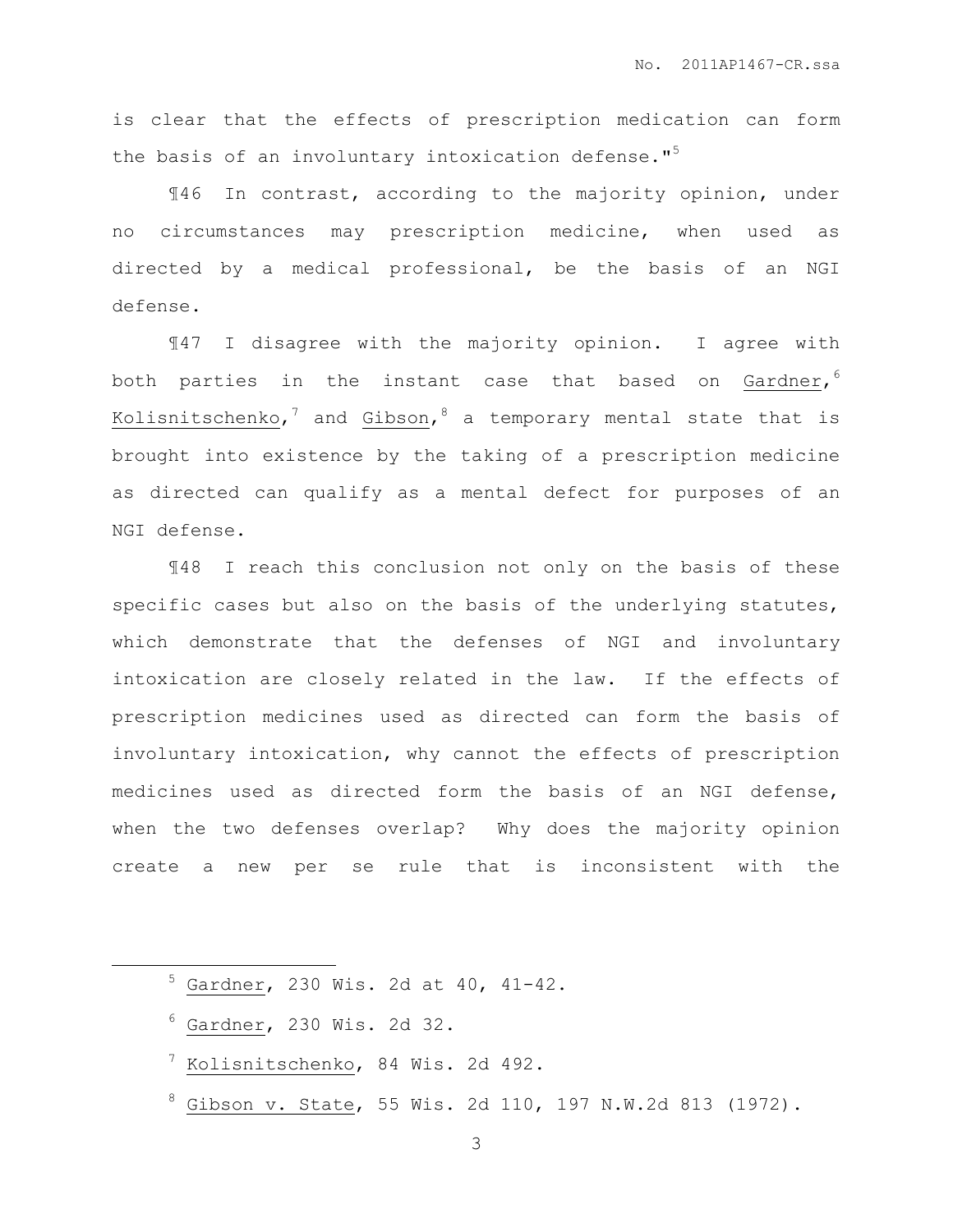is clear that the effects of prescription medication can form the basis of an involuntary intoxication defense."[5]

¶46 In contrast, according to the majority opinion, under no circumstances may prescription medicine, when used as directed by a medical professional, be the basis of an NGI defense.

¶47 I disagree with the majority opinion. I agree with both parties in the instant case that based on Gardner,[6] Kolisnitschenko,[7] and Gibson,[8] a temporary mental state that is brought into existence by the taking of a prescription medicine as directed can qualify as a mental defect for purposes of an NGI defense.

¶48 I reach this conclusion not only on the basis of these specific cases but also on the basis of the underlying statutes, which demonstrate that the defenses of NGI and involuntary intoxication are closely related in the law. If the effects of prescription medicines used as directed can form the basis of involuntary intoxication, why cannot the effects of prescription medicines used as directed form the basis of an NGI defense, when the two defenses overlap? Why does the majority opinion create a new per se rule that is inconsistent with the

---

[5] Gardner, 230 Wis. 2d at 40, 41-42.

[6] Gardner, 230 Wis. 2d 32.

[7] Kolisnitschenko, 84 Wis. 2d 492.

[8] Gibson v. State, 55 Wis. 2d 110, 197 N.W.2d 813 (1972).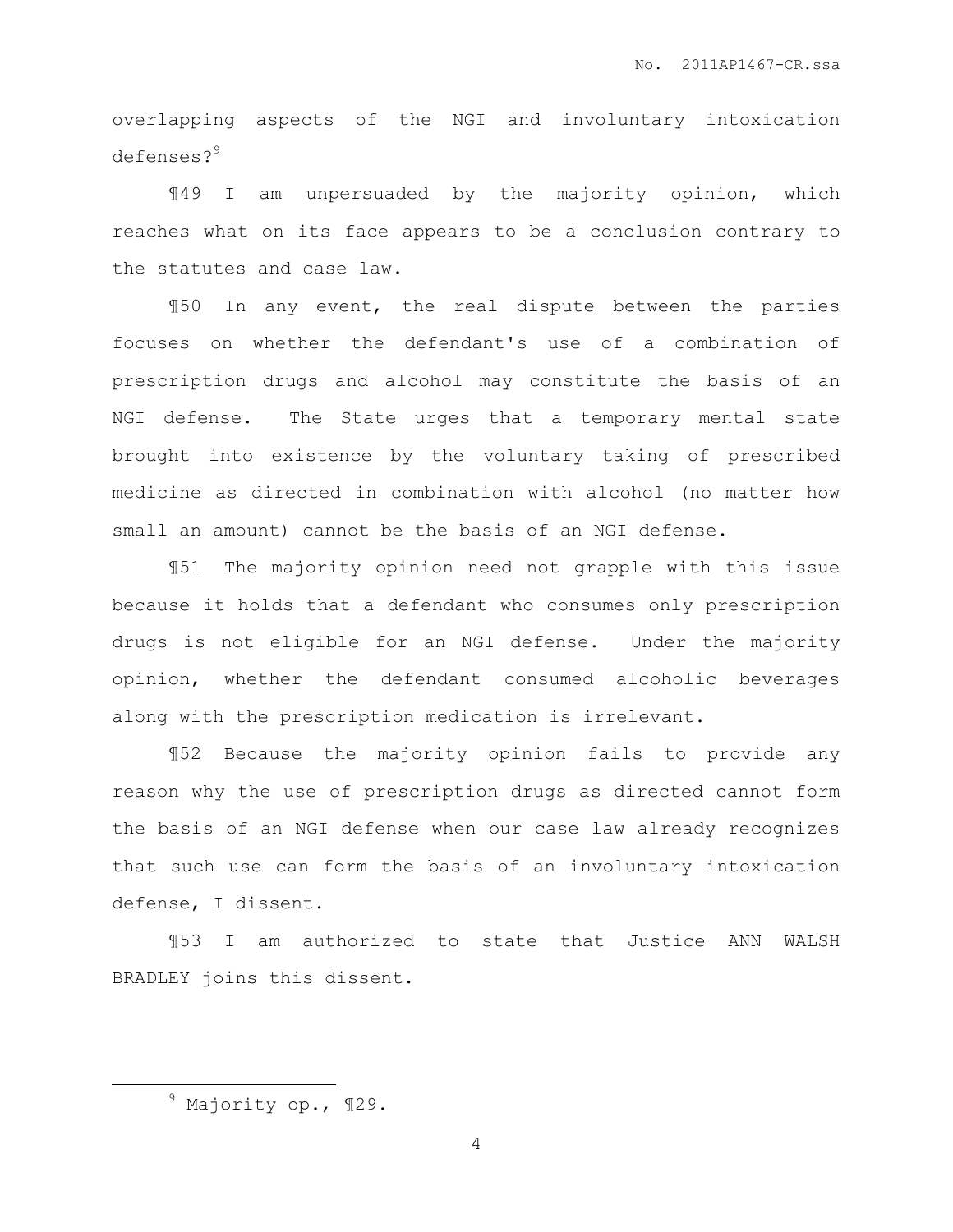overlapping aspects of the NGI and involuntary intoxication defenses?[9]

¶49 I am unpersuaded by the majority opinion, which reaches what on its face appears to be a conclusion contrary to the statutes and case law.

¶50 In any event, the real dispute between the parties focuses on whether the defendant's use of a combination of prescription drugs and alcohol may constitute the basis of an NGI defense. The State urges that a temporary mental state brought into existence by the voluntary taking of prescribed medicine as directed in combination with alcohol (no matter how small an amount) cannot be the basis of an NGI defense.

¶51 The majority opinion need not grapple with this issue because it holds that a defendant who consumes only prescription drugs is not eligible for an NGI defense. Under the majority opinion, whether the defendant consumed alcoholic beverages along with the prescription medication is irrelevant.

¶52 Because the majority opinion fails to provide any reason why the use of prescription drugs as directed cannot form the basis of an NGI defense when our case law already recognizes that such use can form the basis of an involuntary intoxication defense, I dissent.

¶53 I am authorized to state that Justice ANN WALSH BRADLEY joins this dissent.

---

[9] Majority op., ¶29.